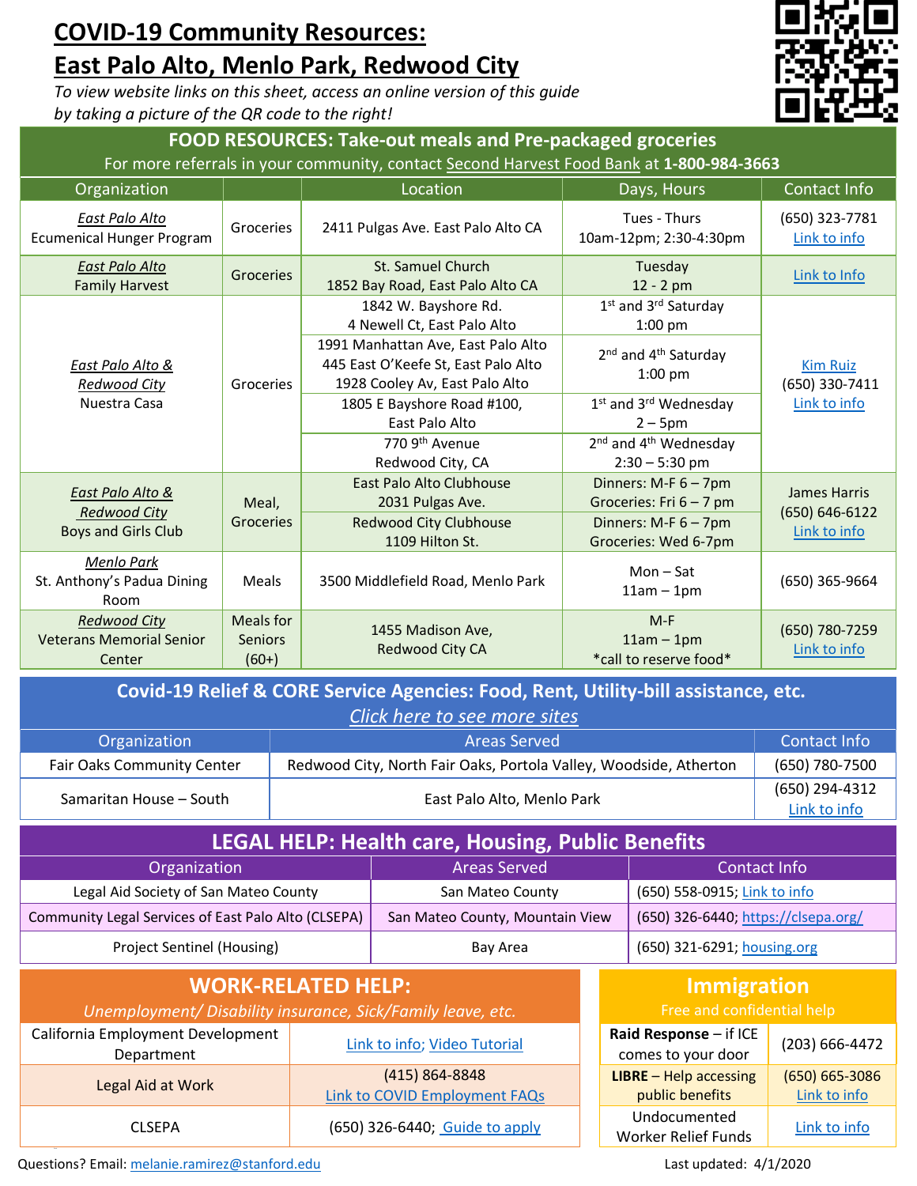# COVID-19 Community Resources: East Palo Alto, Menlo Park, Redwood City

*To view website links on this sheet, access an online version of this guide by taking a picture of the QR code to the right!*

## FOOD RESOURCES: Take-out meals and Pre-packaged groceries

For more referrals in your community, contact Second Harvest Food Bank at **1-800-984-3663**

| Organization | | Location | Days, Hours | Contact Info |
|---|---|---|---|---|
| *East Palo Alto* Ecumenical Hunger Program | Groceries | 2411 Pulgas Ave. East Palo Alto CA | Tues - Thurs 10am-12pm; 2:30-4:30pm | (650) 323-7781 Link to info |
| *East Palo Alto* Family Harvest | Groceries | St. Samuel Church 1852 Bay Road, East Palo Alto CA | Tuesday 12 - 2 pm | Link to Info |
| *East Palo Alto & Redwood City* Nuestra Casa | Groceries | 1842 W. Bayshore Rd. 4 Newell Ct, East Palo Alto | 1st and 3rd Saturday 1:00 pm | Kim Ruiz (650) 330-7411 Link to info |
| | | 1991 Manhattan Ave, East Palo Alto 445 East O'Keefe St, East Palo Alto 1928 Cooley Av, East Palo Alto | 2nd and 4th Saturday 1:00 pm | |
| | | 1805 E Bayshore Road #100, East Palo Alto | 1st and 3rd Wednesday 2 – 5pm | |
| | | 770 9th Avenue Redwood City, CA | 2nd and 4th Wednesday 2:30 – 5:30 pm | |
| *East Palo Alto & Redwood City* Boys and Girls Club | Meal, Groceries | East Palo Alto Clubhouse 2031 Pulgas Ave. | Dinners: M-F 6 – 7pm Groceries: Fri 6 – 7 pm | James Harris (650) 646-6122 Link to info |
| | | Redwood City Clubhouse 1109 Hilton St. | Dinners: M-F 6 – 7pm Groceries: Wed 6-7pm | |
| *Menlo Park* St. Anthony's Padua Dining Room | Meals | 3500 Middlefield Road, Menlo Park | Mon – Sat 11am – 1pm | (650) 365-9664 |
| *Redwood City* Veterans Memorial Senior Center | Meals for Seniors (60+) | 1455 Madison Ave, Redwood City CA | M-F 11am – 1pm *call to reserve food* | (650) 780-7259 Link to info |

## Covid-19 Relief & CORE Service Agencies: Food, Rent, Utility-bill assistance, etc.

*Click here to see more sites*

| Organization | Areas Served | Contact Info |
|---|---|---|
| Fair Oaks Community Center | Redwood City, North Fair Oaks, Portola Valley, Woodside, Atherton | (650) 780-7500 |
| Samaritan House – South | East Palo Alto, Menlo Park | (650) 294-4312 Link to info |

## LEGAL HELP: Health care, Housing, Public Benefits

| Organization | Areas Served | Contact Info |
|---|---|---|
| Legal Aid Society of San Mateo County | San Mateo County | (650) 558-0915; Link to info |
| Community Legal Services of East Palo Alto (CLSEPA) | San Mateo County, Mountain View | (650) 326-6440; https://clsepa.org/ |
| Project Sentinel (Housing) | Bay Area | (650) 321-6291; housing.org |

## WORK-RELATED HELP:

*Unemployment/ Disability insurance, Sick/Family leave, etc.*

| | |
|---|---|
| California Employment Development Department | Link to info; Video Tutorial |
| Legal Aid at Work | (415) 864-8848 Link to COVID Employment FAQs |
| CLSEPA | (650) 326-6440; Guide to apply |

## Immigration

Free and confidential help

| | |
|---|---|
| **Raid Response** – if ICE comes to your door | (203) 666-4472 |
| **LIBRE** – Help accessing public benefits | (650) 665-3086 Link to info |
| Undocumented Worker Relief Funds | Link to info |

Questions? Email: melanie.ramirez@stanford.edu

Last updated: 4/1/2020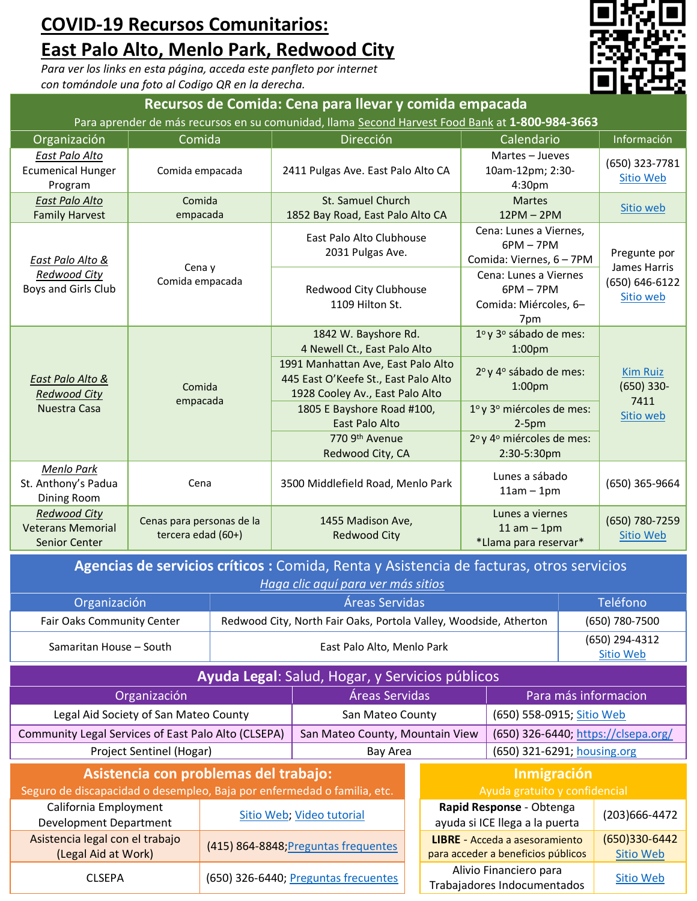# COVID-19 Recursos Comunitarios: East Palo Alto, Menlo Park, Redwood City

*Para ver los links en esta página, acceda este panfleto por internet con tomándole una foto al Codigo QR en la derecha.*

## Recursos de Comida: Cena para llevar y comida empacada

Para aprender de más recursos en su comunidad, llama Second Harvest Food Bank at **1-800-984-3663**

| Organización | Comida | Dirección | Calendario | Información |
|---|---|---|---|---|
| *East Palo Alto* Ecumenical Hunger Program | Comida empacada | 2411 Pulgas Ave. East Palo Alto CA | Martes – Jueves 10am-12pm; 2:30-4:30pm | (650) 323-7781 Sitio Web |
| *East Palo Alto* Family Harvest | Comida empacada | St. Samuel Church 1852 Bay Road, East Palo Alto CA | Martes 12PM – 2PM | Sitio web |
| *East Palo Alto & Redwood City* Boys and Girls Club | Cena y Comida empacada | East Palo Alto Clubhouse 2031 Pulgas Ave. | Cena: Lunes a Viernes, 6PM – 7PM Comida: Viernes, 6 – 7PM | Pregunte por James Harris (650) 646-6122 Sitio web |
| | | Redwood City Clubhouse 1109 Hilton St. | Cena: Lunes a Viernes 6PM – 7PM Comida: Miércoles, 6–7pm | |
| *East Palo Alto & Redwood City* Nuestra Casa | Comida empacada | 1842 W. Bayshore Rd. 4 Newell Ct., East Palo Alto | 1º y 3º sábado de mes: 1:00pm | Kim Ruiz (650) 330-7411 Sitio web |
| | | 1991 Manhattan Ave, East Palo Alto 445 East O'Keefe St., East Palo Alto 1928 Cooley Av., East Palo Alto | 2º y 4º sábado de mes: 1:00pm | |
| | | 1805 E Bayshore Road #100, East Palo Alto | 1º y 3º miércoles de mes: 2-5pm | |
| | | 770 9th Avenue Redwood City, CA | 2º y 4º miércoles de mes: 2:30-5:30pm | |
| *Menlo Park* St. Anthony's Padua Dining Room | Cena | 3500 Middlefield Road, Menlo Park | Lunes a sábado 11am – 1pm | (650) 365-9664 |
| *Redwood City* Veterans Memorial Senior Center | Cenas para personas de la tercera edad (60+) | 1455 Madison Ave, Redwood City | Lunes a viernes 11 am – 1pm *Llama para reservar* | (650) 780-7259 Sitio Web |

## Agencias de servicios críticos : Comida, Renta y Asistencia de facturas, otros servicios

*Haga clic aquí para ver más sitios*

| Organización | Áreas Servidas | Teléfono |
|---|---|---|
| Fair Oaks Community Center | Redwood City, North Fair Oaks, Portola Valley, Woodside, Atherton | (650) 780-7500 |
| Samaritan House – South | East Palo Alto, Menlo Park | (650) 294-4312 Sitio Web |

## Ayuda Legal: Salud, Hogar, y Servicios públicos

| Organización | Áreas Servidas | Para más informacion |
|---|---|---|
| Legal Aid Society of San Mateo County | San Mateo County | (650) 558-0915; Sitio Web |
| Community Legal Services of East Palo Alto (CLSEPA) | San Mateo County, Mountain View | (650) 326-6440; https://clsepa.org/ |
| Project Sentinel (Hogar) | Bay Area | (650) 321-6291; housing.org |

## Asistencia con problemas del trabajo:

Seguro de discapacidad o desempleo, Baja por enfermedad o familia, etc.

| | |
|---|---|
| California Employment Development Department | Sitio Web; Video tutorial |
| Asistencia legal con el trabajo (Legal Aid at Work) | (415) 864-8848;Preguntas frequentes |
| CLSEPA | (650) 326-6440; Preguntas frecuentes |

## Inmigración

Ayuda gratuito y confidencial

| | |
|---|---|
| **Rapid Response** - Obtenga ayuda si ICE llega a la puerta | (203)666-4472 |
| **LIBRE** - Acceda a asesoramiento para acceder a beneficios públicos | (650)330-6442 Sitio Web |
| Alivio Financiero para Trabajadores Indocumentados | Sitio Web |